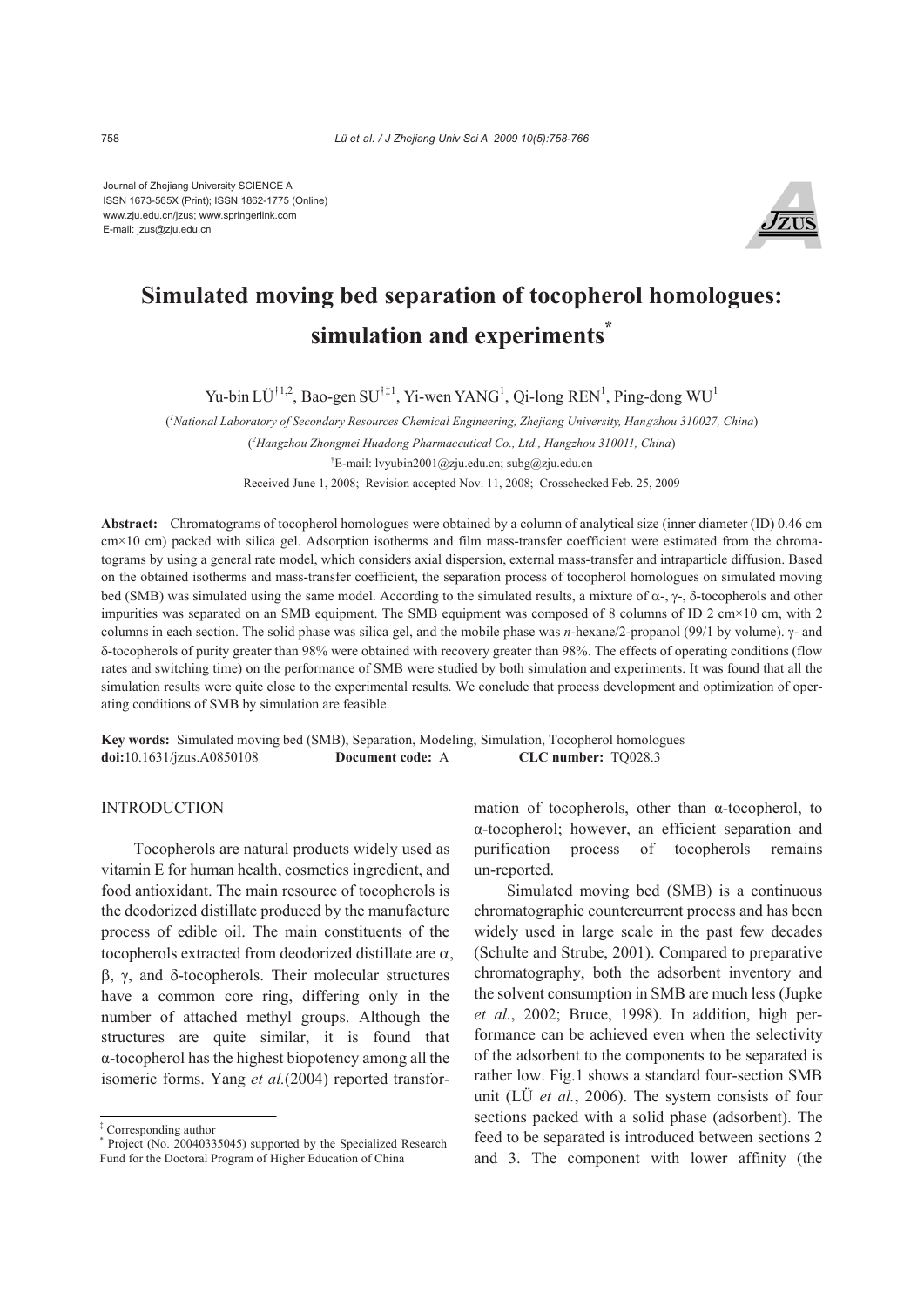Journal of Zhejiang University SCIENCE A
ISSN 1673-565X (Print); ISSN 1862-1775 (Online)
www.zju.edu.cn/jzus; www.springerlink.com
E-mail: jzus@zju.edu.cn

# Simulated moving bed separation of tocopherol homologues: simulation and experiments*

Yu-bin LÜ[†1,2], Bao-gen SU[†‡1], Yi-wen YANG[1], Qi-long REN[1], Ping-dong WU[1]

([1]*National Laboratory of Secondary Resources Chemical Engineering, Zhejiang University, Hangzhou 310027, China*)

([2]*Hangzhou Zhongmei Huadong Pharmaceutical Co., Ltd., Hangzhou 310011, China*)

[†]E-mail: lvyubin2001@zju.edu.cn; subg@zju.edu.cn

Received June 1, 2008; Revision accepted Nov. 11, 2008; Crosschecked Feb. 25, 2009

**Abstract:** Chromatograms of tocopherol homologues were obtained by a column of analytical size (inner diameter (ID) 0.46 cm cm×10 cm) packed with silica gel. Adsorption isotherms and film mass-transfer coefficient were estimated from the chromatograms by using a general rate model, which considers axial dispersion, external mass-transfer and intraparticle diffusion. Based on the obtained isotherms and mass-transfer coefficient, the separation process of tocopherol homologues on simulated moving bed (SMB) was simulated using the same model. According to the simulated results, a mixture of α-, γ-, δ-tocopherols and other impurities was separated on an SMB equipment. The SMB equipment was composed of 8 columns of ID 2 cm×10 cm, with 2 columns in each section. The solid phase was silica gel, and the mobile phase was *n*-hexane/2-propanol (99/1 by volume). γ- and δ-tocopherols of purity greater than 98% were obtained with recovery greater than 98%. The effects of operating conditions (flow rates and switching time) on the performance of SMB were studied by both simulation and experiments. It was found that all the simulation results were quite close to the experimental results. We conclude that process development and optimization of operating conditions of SMB by simulation are feasible.

**Key words:** Simulated moving bed (SMB), Separation, Modeling, Simulation, Tocopherol homologues
**doi:**10.1631/jzus.A0850108 **Document code:** A **CLC number:** TQ028.3

## INTRODUCTION

Tocopherols are natural products widely used as vitamin E for human health, cosmetics ingredient, and food antioxidant. The main resource of tocopherols is the deodorized distillate produced by the manufacture process of edible oil. The main constituents of the tocopherols extracted from deodorized distillate are α, β, γ, and δ-tocopherols. Their molecular structures have a common core ring, differing only in the number of attached methyl groups. Although the structures are quite similar, it is found that α-tocopherol has the highest biopotency among all the isomeric forms. Yang *et al.*(2004) reported transformation of tocopherols, other than α-tocopherol, to α-tocopherol; however, an efficient separation and purification process of tocopherols remains un-reported.

Simulated moving bed (SMB) is a continuous chromatographic countercurrent process and has been widely used in large scale in the past few decades (Schulte and Strube, 2001). Compared to preparative chromatography, both the adsorbent inventory and the solvent consumption in SMB are much less (Jupke *et al.*, 2002; Bruce, 1998). In addition, high performance can be achieved even when the selectivity of the adsorbent to the components to be separated is rather low. Fig.1 shows a standard four-section SMB unit (LÜ *et al.*, 2006). The system consists of four sections packed with a solid phase (adsorbent). The feed to be separated is introduced between sections 2 and 3. The component with lower affinity (the

‡ Corresponding author
\* Project (No. 20040335045) supported by the Specialized Research Fund for the Doctoral Program of Higher Education of China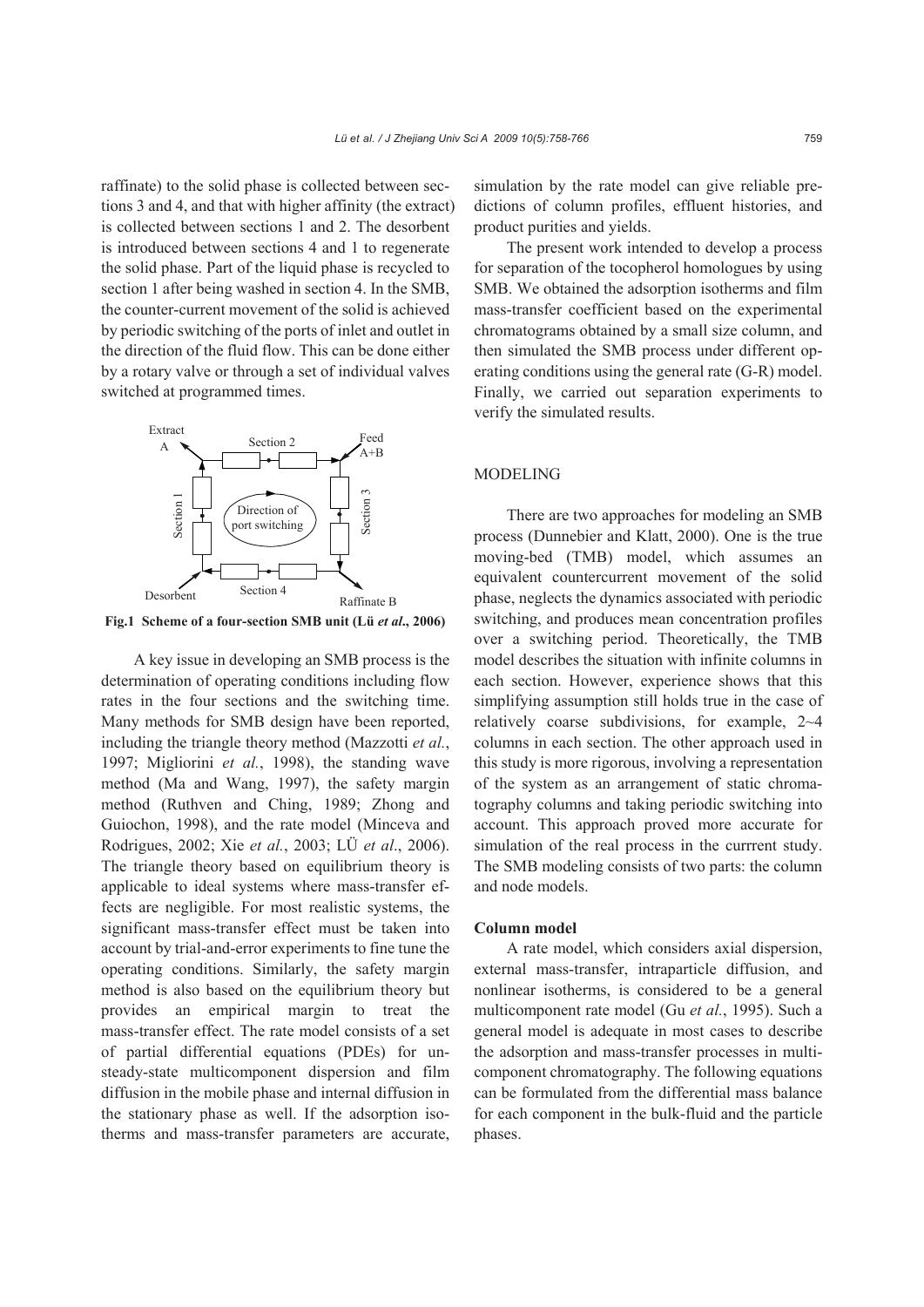raffinate) to the solid phase is collected between sections 3 and 4, and that with higher affinity (the extract) is collected between sections 1 and 2. The desorbent is introduced between sections 4 and 1 to regenerate the solid phase. Part of the liquid phase is recycled to section 1 after being washed in section 4. In the SMB, the counter-current movement of the solid is achieved by periodic switching of the ports of inlet and outlet in the direction of the fluid flow. This can be done either by a rotary valve or through a set of individual valves switched at programmed times.

Extract
A
Section 2
Feed
A+B
Section 1
Direction of
port switching
Section 3
Desorbent
Section 4
Raffinate B

**Fig.1 Scheme of a four-section SMB unit (Lü *et al***., **2006)**

A key issue in developing an SMB process is the determination of operating conditions including flow rates in the four sections and the switching time. Many methods for SMB design have been reported, including the triangle theory method (Mazzotti *et al.*, 1997; Migliorini *et al.*, 1998), the standing wave method (Ma and Wang, 1997), the safety margin method (Ruthven and Ching, 1989; Zhong and Guiochon, 1998), and the rate model (Minceva and Rodrigues, 2002; Xie *et al.*, 2003; LÜ *et al*., 2006). The triangle theory based on equilibrium theory is applicable to ideal systems where mass-transfer effects are negligible. For most realistic systems, the significant mass-transfer effect must be taken into account by trial-and-error experiments to fine tune the operating conditions. Similarly, the safety margin method is also based on the equilibrium theory but provides an empirical margin to treat the mass-transfer effect. The rate model consists of a set of partial differential equations (PDEs) for unsteady-state multicomponent dispersion and film diffusion in the mobile phase and internal diffusion in the stationary phase as well. If the adsorption isotherms and mass-transfer parameters are accurate, simulation by the rate model can give reliable predictions of column profiles, effluent histories, and product purities and yields.

The present work intended to develop a process for separation of the tocopherol homologues by using SMB. We obtained the adsorption isotherms and film mass-transfer coefficient based on the experimental chromatograms obtained by a small size column, and then simulated the SMB process under different operating conditions using the general rate (G-R) model. Finally, we carried out separation experiments to verify the simulated results.

## MODELING

There are two approaches for modeling an SMB process (Dunnebier and Klatt, 2000). One is the true moving-bed (TMB) model, which assumes an equivalent countercurrent movement of the solid phase, neglects the dynamics associated with periodic switching, and produces mean concentration profiles over a switching period. Theoretically, the TMB model describes the situation with infinite columns in each section. However, experience shows that this simplifying assumption still holds true in the case of relatively coarse subdivisions, for example, 2~4 columns in each section. The other approach used in this study is more rigorous, involving a representation of the system as an arrangement of static chromatography columns and taking periodic switching into account. This approach proved more accurate for simulation of the real process in the currrent study. The SMB modeling consists of two parts: the column and node models.

### Column model

A rate model, which considers axial dispersion, external mass-transfer, intraparticle diffusion, and nonlinear isotherms, is considered to be a general multicomponent rate model (Gu *et al.*, 1995). Such a general model is adequate in most cases to describe the adsorption and mass-transfer processes in multicomponent chromatography. The following equations can be formulated from the differential mass balance for each component in the bulk-fluid and the particle phases.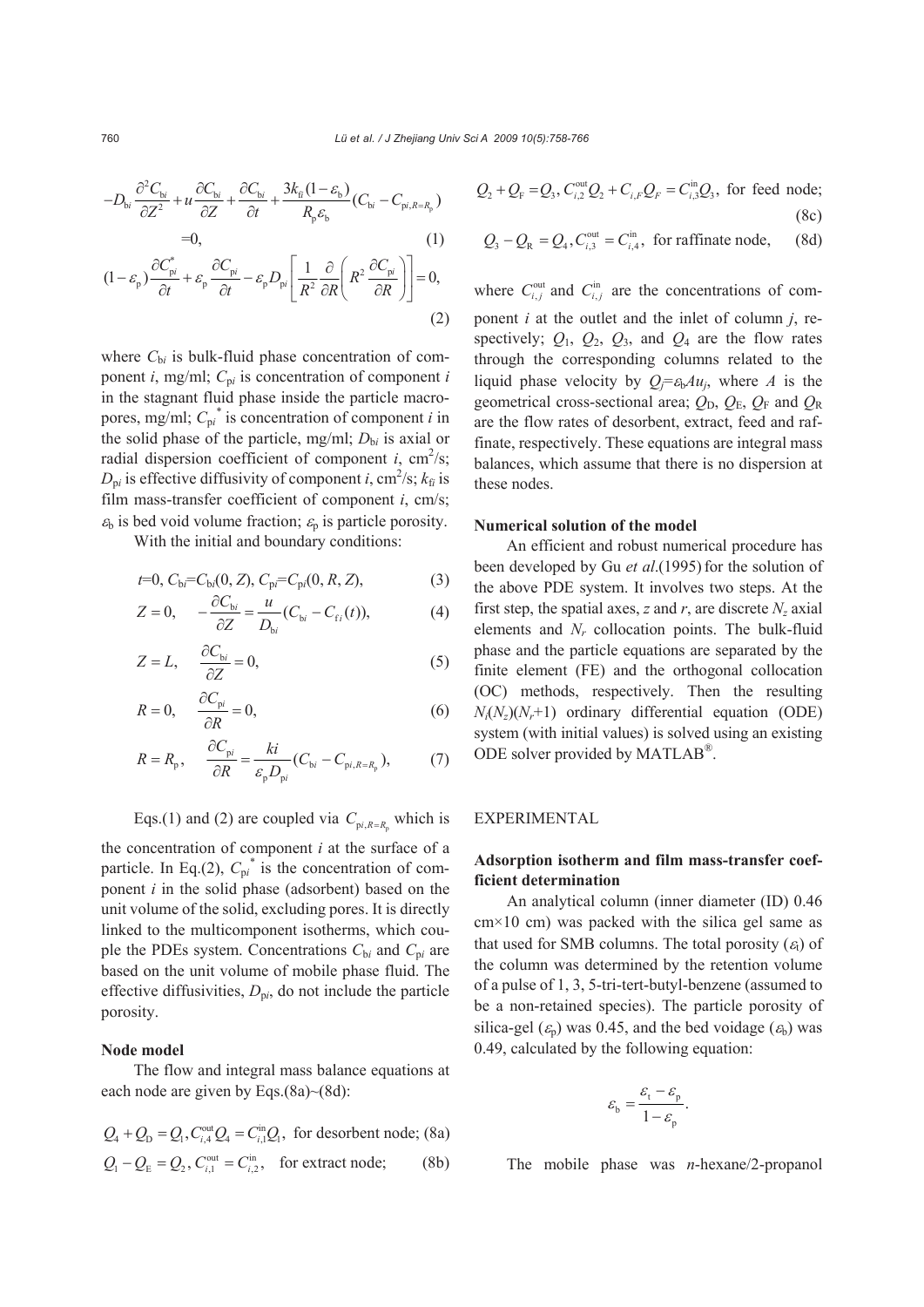$$-D_{bi}\frac{\partial^2 C_{bi}}{\partial Z^2}+u\frac{\partial C_{bi}}{\partial Z}+\frac{\partial C_{bi}}{\partial t}+\frac{3k_{fi}(1-\varepsilon_b)}{R_p\varepsilon_b}(C_{bi}-C_{pi,R=R_p})=0, \tag{1}$$

$$(1-\varepsilon_p)\frac{\partial C_{pi}^*}{\partial t}+\varepsilon_p\frac{\partial C_{pi}}{\partial t}-\varepsilon_p D_{pi}\left[\frac{1}{R^2}\frac{\partial}{\partial R}\left(R^2\frac{\partial C_{pi}}{\partial R}\right)\right]=0, \tag{2}$$

where $C_{bi}$ is bulk-fluid phase concentration of component $i$, mg/ml; $C_{pi}$ is concentration of component $i$ in the stagnant fluid phase inside the particle macropores, mg/ml; $C_{pi}^*$ is concentration of component $i$ in the solid phase of the particle, mg/ml; $D_{bi}$ is axial or radial dispersion coefficient of component $i$, cm$^2$/s; $D_{pi}$ is effective diffusivity of component $i$, cm$^2$/s; $k_{fi}$ is film mass-transfer coefficient of component $i$, cm/s; $\varepsilon_b$ is bed void volume fraction; $\varepsilon_p$ is particle porosity.

With the initial and boundary conditions:

$$t=0,\ C_{bi}=C_{bi}(0,Z),\ C_{pi}=C_{pi}(0,R,Z), \tag{3}$$

$$Z=0,\quad -\frac{\partial C_{bi}}{\partial Z}=\frac{u}{D_{bi}}(C_{bi}-C_{fi}(t)), \tag{4}$$

$$Z=L,\quad \frac{\partial C_{bi}}{\partial Z}=0, \tag{5}$$

$$R=0,\quad \frac{\partial C_{pi}}{\partial R}=0, \tag{6}$$

$$R=R_p,\quad \frac{\partial C_{pi}}{\partial R}=\frac{ki}{\varepsilon_p D_{pi}}(C_{bi}-C_{pi,R=R_p}), \tag{7}$$

Eqs.(1) and (2) are coupled via $C_{pi,R=R_p}$ which is the concentration of component $i$ at the surface of a particle. In Eq.(2), $C_{pi}^*$ is the concentration of component $i$ in the solid phase (adsorbent) based on the unit volume of the solid, excluding pores. It is directly linked to the multicomponent isotherms, which couple the PDEs system. Concentrations $C_{bi}$ and $C_{pi}$ are based on the unit volume of mobile phase fluid. The effective diffusivities, $D_{pi}$, do not include the particle porosity.

### Node model

The flow and integral mass balance equations at each node are given by Eqs.(8a)~(8d):

$$Q_4+Q_D=Q_1,\ C_{i,4}^{\text{out}}Q_4=C_{i,1}^{\text{in}}Q_1,\ \text{for desorbent node;} \tag{8a}$$

$$Q_1-Q_E=Q_2,\ C_{i,1}^{\text{out}}=C_{i,2}^{\text{in}},\quad \text{for extract node;} \tag{8b}$$

$$Q_2+Q_F=Q_3,\ C_{i,2}^{\text{out}}Q_2+C_{i,F}Q_F=C_{i,3}^{\text{in}}Q_3,\ \text{for feed node;} \tag{8c}$$

$$Q_3-Q_R=Q_4,\ C_{i,3}^{\text{out}}=C_{i,4}^{\text{in}},\ \text{for raffinate node,} \tag{8d}$$

where $C_{i,j}^{\text{out}}$ and $C_{i,j}^{\text{in}}$ are the concentrations of component $i$ at the outlet and the inlet of column $j$, respectively; $Q_1$, $Q_2$, $Q_3$, and $Q_4$ are the flow rates through the corresponding columns related to the liquid phase velocity by $Q_j=\varepsilon_b A u_j$, where $A$ is the geometrical cross-sectional area; $Q_D$, $Q_E$, $Q_F$ and $Q_R$ are the flow rates of desorbent, extract, feed and raffinate, respectively. These equations are integral mass balances, which assume that there is no dispersion at these nodes.

### Numerical solution of the model

An efficient and robust numerical procedure has been developed by Gu *et al*.(1995) for the solution of the above PDE system. It involves two steps. At the first step, the spatial axes, $z$ and $r$, are discrete $N_z$ axial elements and $N_r$ collocation points. The bulk-fluid phase and the particle equations are separated by the finite element (FE) and the orthogonal collocation (OC) methods, respectively. Then the resulting $N_i(N_z)(N_r+1)$ ordinary differential equation (ODE) system (with initial values) is solved using an existing ODE solver provided by MATLAB®.

## EXPERIMENTAL

### Adsorption isotherm and film mass-transfer coefficient determination

An analytical column (inner diameter (ID) 0.46 cm×10 cm) was packed with the silica gel same as that used for SMB columns. The total porosity ($\varepsilon_t$) of the column was determined by the retention volume of a pulse of 1, 3, 5-tri-tert-butyl-benzene (assumed to be a non-retained species). The particle porosity of silica-gel ($\varepsilon_p$) was 0.45, and the bed voidage ($\varepsilon_b$) was 0.49, calculated by the following equation:

$$\varepsilon_b=\frac{\varepsilon_t-\varepsilon_p}{1-\varepsilon_p}.$$

The mobile phase was *n*-hexane/2-propanol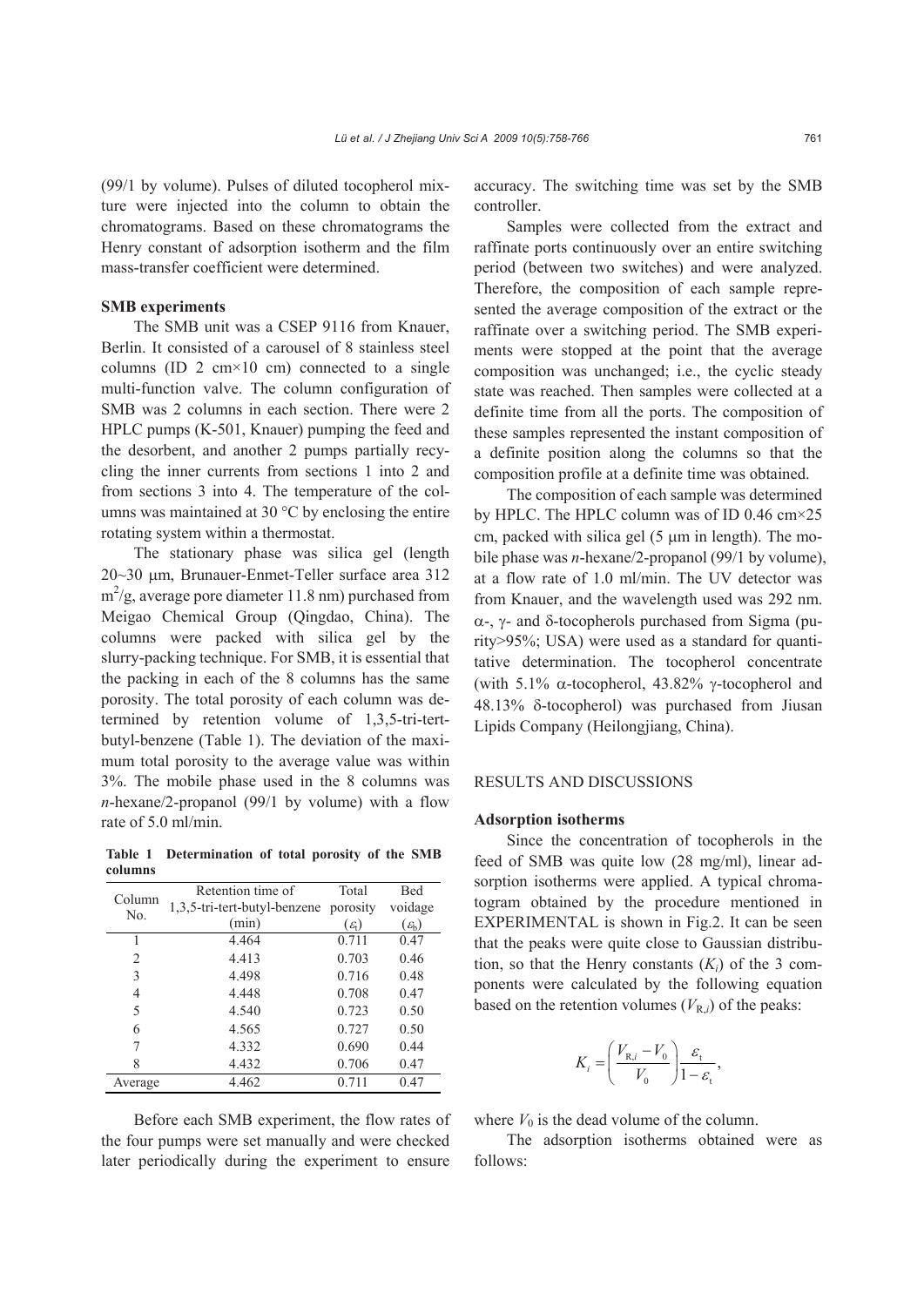(99/1 by volume). Pulses of diluted tocopherol mixture were injected into the column to obtain the chromatograms. Based on these chromatograms the Henry constant of adsorption isotherm and the film mass-transfer coefficient were determined.

### SMB experiments

The SMB unit was a CSEP 9116 from Knauer, Berlin. It consisted of a carousel of 8 stainless steel columns (ID 2 cm×10 cm) connected to a single multi-function valve. The column configuration of SMB was 2 columns in each section. There were 2 HPLC pumps (K-501, Knauer) pumping the feed and the desorbent, and another 2 pumps partially recycling the inner currents from sections 1 into 2 and from sections 3 into 4. The temperature of the columns was maintained at 30 °C by enclosing the entire rotating system within a thermostat.

The stationary phase was silica gel (length 20~30 μm, Brunauer-Enmet-Teller surface area 312 $m^2/g$, average pore diameter 11.8 nm) purchased from Meigao Chemical Group (Qingdao, China). The columns were packed with silica gel by the slurry-packing technique. For SMB, it is essential that the packing in each of the 8 columns has the same porosity. The total porosity of each column was determined by retention volume of 1,3,5-tri-tert-butyl-benzene (Table 1). The deviation of the maximum total porosity to the average value was within 3%. The mobile phase used in the 8 columns was *n*-hexane/2-propanol (99/1 by volume) with a flow rate of 5.0 ml/min.

**Table 1 Determination of total porosity of the SMB columns**

| Column No. | Retention time of 1,3,5-tri-tert-butyl-benzene (min) | Total porosity ($\varepsilon_t$) | Bed voidage ($\varepsilon_b$) |
|---|---|---|---|
| 1 | 4.464 | 0.711 | 0.47 |
| 2 | 4.413 | 0.703 | 0.46 |
| 3 | 4.498 | 0.716 | 0.48 |
| 4 | 4.448 | 0.708 | 0.47 |
| 5 | 4.540 | 0.723 | 0.50 |
| 6 | 4.565 | 0.727 | 0.50 |
| 7 | 4.332 | 0.690 | 0.44 |
| 8 | 4.432 | 0.706 | 0.47 |
| Average | 4.462 | 0.711 | 0.47 |

Before each SMB experiment, the flow rates of the four pumps were set manually and were checked later periodically during the experiment to ensure accuracy. The switching time was set by the SMB controller.

Samples were collected from the extract and raffinate ports continuously over an entire switching period (between two switches) and were analyzed. Therefore, the composition of each sample represented the average composition of the extract or the raffinate over a switching period. The SMB experiments were stopped at the point that the average composition was unchanged; i.e., the cyclic steady state was reached. Then samples were collected at a definite time from all the ports. The composition of these samples represented the instant composition of a definite position along the columns so that the composition profile at a definite time was obtained.

The composition of each sample was determined by HPLC. The HPLC column was of ID 0.46 cm×25 cm, packed with silica gel (5 μm in length). The mobile phase was *n*-hexane/2-propanol (99/1 by volume), at a flow rate of 1.0 ml/min. The UV detector was from Knauer, and the wavelength used was 292 nm. α-, γ- and δ-tocopherols purchased from Sigma (purity>95%; USA) were used as a standard for quantitative determination. The tocopherol concentrate (with 5.1% α-tocopherol, 43.82% γ-tocopherol and 48.13% δ-tocopherol) was purchased from Jiusan Lipids Company (Heilongjiang, China).

## RESULTS AND DISCUSSIONS

### Adsorption isotherms

Since the concentration of tocopherols in the feed of SMB was quite low (28 mg/ml), linear adsorption isotherms were applied. A typical chromatogram obtained by the procedure mentioned in EXPERIMENTAL is shown in Fig.2. It can be seen that the peaks were quite close to Gaussian distribution, so that the Henry constants ($K_i$) of the 3 components were calculated by the following equation based on the retention volumes ($V_{R,i}$) of the peaks:

$$K_i = \left(\frac{V_{R,i} - V_0}{V_0}\right)\frac{\varepsilon_t}{1-\varepsilon_t},$$

where $V_0$ is the dead volume of the column.

The adsorption isotherms obtained were as follows: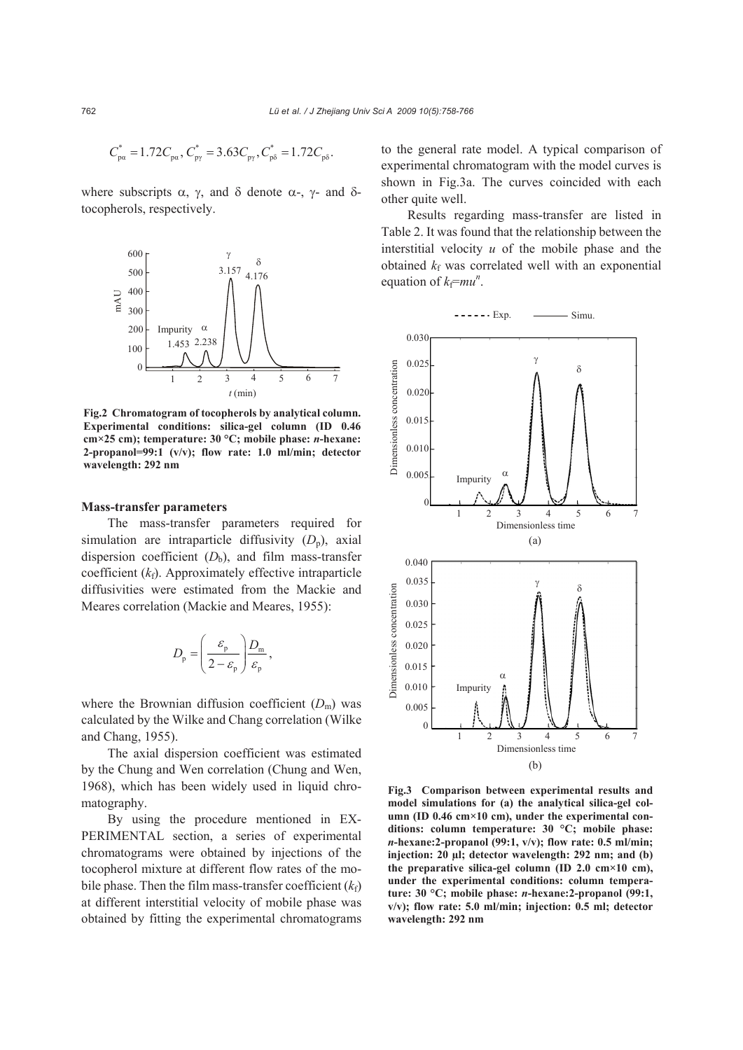$$C_{p\alpha}^* = 1.72 C_{p\alpha}, C_{p\gamma}^* = 3.63 C_{p\gamma}, C_{p\delta}^* = 1.72 C_{p\delta}.$$

where subscripts α, γ, and δ denote α-, γ- and δ-tocopherols, respectively.

**Fig.2 Chromatogram of tocopherols by analytical column. Experimental conditions: silica-gel column (ID 0.46 cm×25 cm); temperature: 30 °C; mobile phase: *n*-hexane: 2-propanol=99:1 (v/v); flow rate: 1.0 ml/min; detector wavelength: 292 nm**

### Mass-transfer parameters

The mass-transfer parameters required for simulation are intraparticle diffusivity ($D_p$), axial dispersion coefficient ($D_b$), and film mass-transfer coefficient ($k_f$). Approximately effective intraparticle diffusivities were estimated from the Mackie and Meares correlation (Mackie and Meares, 1955):

$$D_p = \left( \frac{\varepsilon_p}{2 - \varepsilon_p} \right) \frac{D_m}{\varepsilon_p},$$

where the Brownian diffusion coefficient ($D_m$) was calculated by the Wilke and Chang correlation (Wilke and Chang, 1955).

The axial dispersion coefficient was estimated by the Chung and Wen correlation (Chung and Wen, 1968), which has been widely used in liquid chromatography.

By using the procedure mentioned in EXPERIMENTAL section, a series of experimental chromatograms were obtained by injections of the tocopherol mixture at different flow rates of the mobile phase. Then the film mass-transfer coefficient ($k_f$) at different interstitial velocity of mobile phase was obtained by fitting the experimental chromatograms to the general rate model. A typical comparison of experimental chromatogram with the model curves is shown in Fig.3a. The curves coincided with each other quite well.

Results regarding mass-transfer are listed in Table 2. It was found that the relationship between the interstitial velocity $u$ of the mobile phase and the obtained $k_f$ was correlated well with an exponential equation of $k_f = mu^n$.

**Fig.3 Comparison between experimental results and model simulations for (a) the analytical silica-gel column (ID 0.46 cm×10 cm), under the experimental conditions: column temperature: 30 °C; mobile phase: *n*-hexane:2-propanol (99:1, v/v); flow rate: 0.5 ml/min; injection: 20 µl; detector wavelength: 292 nm; and (b) the preparative silica-gel column (ID 2.0 cm×10 cm), under the experimental conditions: column temperature: 30 °C; mobile phase: *n*-hexane:2-propanol (99:1, v/v); flow rate: 5.0 ml/min; injection: 0.5 ml; detector wavelength: 292 nm**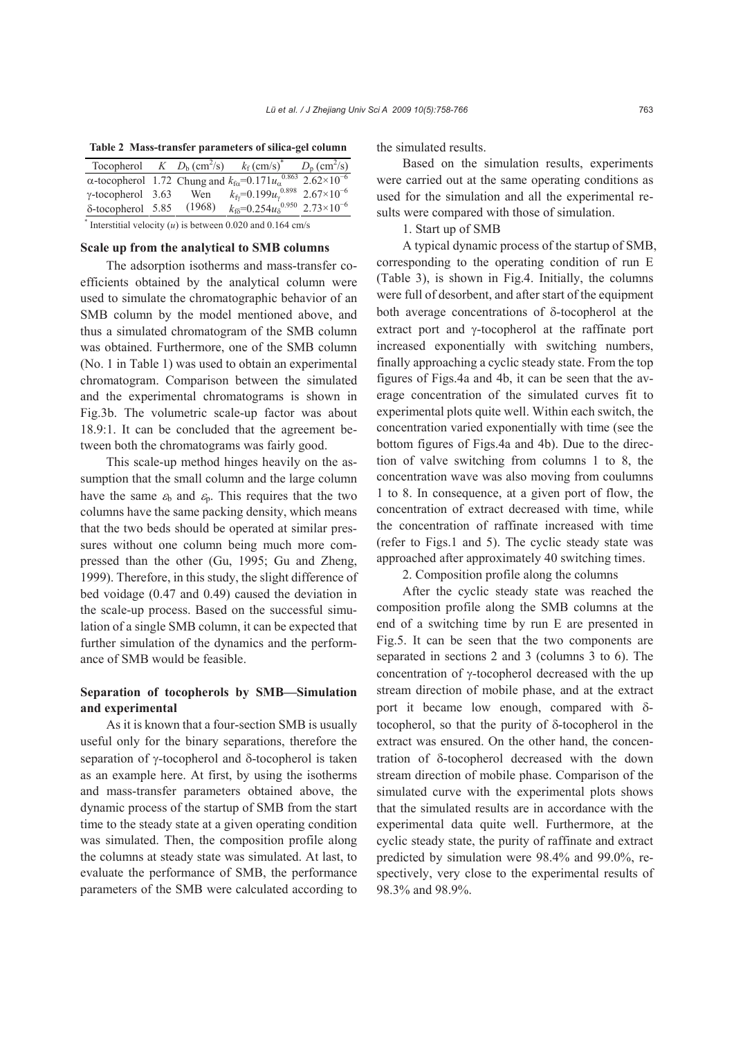**Table 2 Mass-transfer parameters of silica-gel column**

| Tocopherol | $K$ | $D_b$ (cm$^2$/s) | $k_f$ (cm/s)* | $D_p$ (cm$^2$/s) |
|---|---|---|---|---|
| α-tocopherol | 1.72 | Chung and | $k_{f\alpha}=0.171u_{\alpha}^{0.863}$ | $2.62\times10^{-6}$ |
| γ-tocopherol | 3.63 | Wen | $k_{f\gamma}=0.199u_{\gamma}^{0.898}$ | $2.67\times10^{-6}$ |
| δ-tocopherol | 5.85 | (1968) | $k_{f\delta}=0.254u_{\delta}^{0.950}$ | $2.73\times10^{-6}$ |

* Interstitial velocity ($u$) is between 0.020 and 0.164 cm/s

### Scale up from the analytical to SMB columns

The adsorption isotherms and mass-transfer coefficients obtained by the analytical column were used to simulate the chromatographic behavior of an SMB column by the model mentioned above, and thus a simulated chromatogram of the SMB column was obtained. Furthermore, one of the SMB column (No. 1 in Table 1) was used to obtain an experimental chromatogram. Comparison between the simulated and the experimental chromatograms is shown in Fig.3b. The volumetric scale-up factor was about 18.9:1. It can be concluded that the agreement between both the chromatograms was fairly good.

This scale-up method hinges heavily on the assumption that the small column and the large column have the same $\varepsilon_b$ and $\varepsilon_p$. This requires that the two columns have the same packing density, which means that the two beds should be operated at similar pressures without one column being much more compressed than the other (Gu, 1995; Gu and Zheng, 1999). Therefore, in this study, the slight difference of bed voidage (0.47 and 0.49) caused the deviation in the scale-up process. Based on the successful simulation of a single SMB column, it can be expected that further simulation of the dynamics and the performance of SMB would be feasible.

### Separation of tocopherols by SMB—Simulation and experimental

As it is known that a four-section SMB is usually useful only for the binary separations, therefore the separation of γ-tocopherol and δ-tocopherol is taken as an example here. At first, by using the isotherms and mass-transfer parameters obtained above, the dynamic process of the startup of SMB from the start time to the steady state at a given operating condition was simulated. Then, the composition profile along the columns at steady state was simulated. At last, to evaluate the performance of SMB, the performance parameters of the SMB were calculated according to the simulated results.

Based on the simulation results, experiments were carried out at the same operating conditions as used for the simulation and all the experimental results were compared with those of simulation.

1. Start up of SMB

A typical dynamic process of the startup of SMB, corresponding to the operating condition of run E (Table 3), is shown in Fig.4. Initially, the columns were full of desorbent, and after start of the equipment both average concentrations of δ-tocopherol at the extract port and γ-tocopherol at the raffinate port increased exponentially with switching numbers, finally approaching a cyclic steady state. From the top figures of Figs.4a and 4b, it can be seen that the average concentration of the simulated curves fit to experimental plots quite well. Within each switch, the concentration varied exponentially with time (see the bottom figures of Figs.4a and 4b). Due to the direction of valve switching from columns 1 to 8, the concentration wave was also moving from coulumns 1 to 8. In consequence, at a given port of flow, the concentration of extract decreased with time, while the concentration of raffinate increased with time (refer to Figs.1 and 5). The cyclic steady state was approached after approximately 40 switching times.

2. Composition profile along the columns

After the cyclic steady state was reached the composition profile along the SMB columns at the end of a switching time by run E are presented in Fig.5. It can be seen that the two components are separated in sections 2 and 3 (columns 3 to 6). The concentration of γ-tocopherol decreased with the up stream direction of mobile phase, and at the extract port it became low enough, compared with δ-tocopherol, so that the purity of δ-tocopherol in the extract was ensured. On the other hand, the concentration of δ-tocopherol decreased with the down stream direction of mobile phase. Comparison of the simulated curve with the experimental plots shows that the simulated results are in accordance with the experimental data quite well. Furthermore, at the cyclic steady state, the purity of raffinate and extract predicted by simulation were 98.4% and 99.0%, respectively, very close to the experimental results of 98.3% and 98.9%.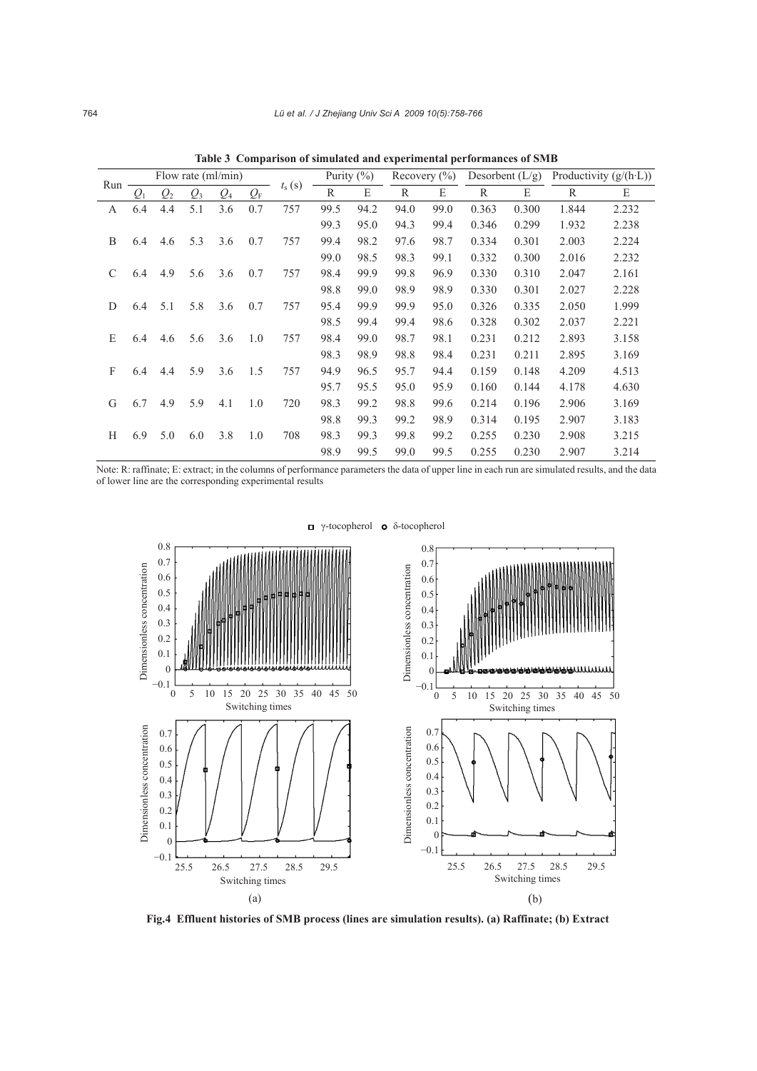**Table 3 Comparison of simulated and experimental performances of SMB**

| Run | Flow rate (ml/min) | | | | | $t_s$ (s) | Purity (%) | | Recovery (%) | | Desorbent (L/g) | | Productivity (g/(h·L)) | |
|---|---|---|---|---|---|---|---|---|---|---|---|---|---|---|
| | $Q_1$ | $Q_2$ | $Q_3$ | $Q_4$ | $Q_F$ | | R | E | R | E | R | E | R | E |
| A | 6.4 | 4.4 | 5.1 | 3.6 | 0.7 | 757 | 99.5 | 94.2 | 94.0 | 99.0 | 0.363 | 0.300 | 1.844 | 2.232 |
| | | | | | | | 99.3 | 95.0 | 94.3 | 99.4 | 0.346 | 0.299 | 1.932 | 2.238 |
| B | 6.4 | 4.6 | 5.3 | 3.6 | 0.7 | 757 | 99.4 | 98.2 | 97.6 | 98.7 | 0.334 | 0.301 | 2.003 | 2.224 |
| | | | | | | | 99.0 | 98.5 | 98.3 | 99.1 | 0.332 | 0.300 | 2.016 | 2.232 |
| C | 6.4 | 4.9 | 5.6 | 3.6 | 0.7 | 757 | 98.4 | 99.9 | 99.8 | 96.9 | 0.330 | 0.310 | 2.047 | 2.161 |
| | | | | | | | 98.8 | 99.0 | 98.9 | 98.9 | 0.330 | 0.301 | 2.027 | 2.228 |
| D | 6.4 | 5.1 | 5.8 | 3.6 | 0.7 | 757 | 95.4 | 99.9 | 99.9 | 95.0 | 0.326 | 0.335 | 2.050 | 1.999 |
| | | | | | | | 98.5 | 99.4 | 99.4 | 98.6 | 0.328 | 0.302 | 2.037 | 2.221 |
| E | 6.4 | 4.6 | 5.6 | 3.6 | 1.0 | 757 | 98.4 | 99.0 | 98.7 | 98.1 | 0.231 | 0.212 | 2.893 | 3.158 |
| | | | | | | | 98.3 | 98.9 | 98.8 | 98.4 | 0.231 | 0.211 | 2.895 | 3.169 |
| F | 6.4 | 4.4 | 5.9 | 3.6 | 1.5 | 757 | 94.9 | 96.5 | 95.7 | 94.4 | 0.159 | 0.148 | 4.209 | 4.513 |
| | | | | | | | 95.7 | 95.5 | 95.0 | 95.9 | 0.160 | 0.144 | 4.178 | 4.630 |
| G | 6.7 | 4.9 | 5.9 | 4.1 | 1.0 | 720 | 98.3 | 99.2 | 98.8 | 99.6 | 0.214 | 0.196 | 2.906 | 3.169 |
| | | | | | | | 98.8 | 99.3 | 99.2 | 98.9 | 0.314 | 0.195 | 2.907 | 3.183 |
| H | 6.9 | 5.0 | 6.0 | 3.8 | 1.0 | 708 | 98.3 | 99.3 | 99.8 | 99.2 | 0.255 | 0.230 | 2.908 | 3.215 |
| | | | | | | | 98.9 | 99.5 | 99.0 | 99.5 | 0.255 | 0.230 | 2.907 | 3.214 |

Note: R: raffinate; E: extract; in the columns of performance parameters the data of upper line in each run are simulated results, and the data of lower line are the corresponding experimental results

**Fig.4 Effluent histories of SMB process (lines are simulation results). (a) Raffinate; (b) Extract**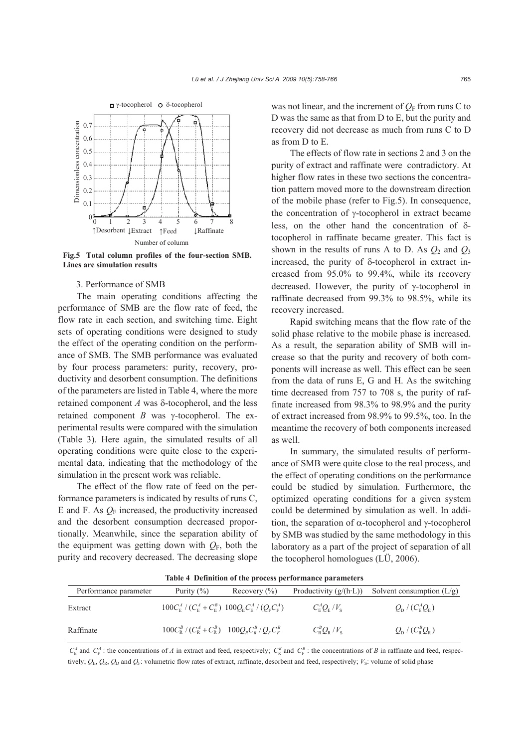Fig.5 Total column profiles of the four-section SMB. Lines are simulation results

3. Performance of SMB

The main operating conditions affecting the performance of SMB are the flow rate of feed, the flow rate in each section, and switching time. Eight sets of operating conditions were designed to study the effect of the operating condition on the performance of SMB. The SMB performance was evaluated by four process parameters: purity, recovery, productivity and desorbent consumption. The definitions of the parameters are listed in Table 4, where the more retained component *A* was δ-tocopherol, and the less retained component *B* was γ-tocopherol. The experimental results were compared with the simulation (Table 3). Here again, the simulated results of all operating conditions were quite close to the experimental data, indicating that the methodology of the simulation in the present work was reliable.

The effect of the flow rate of feed on the performance parameters is indicated by results of runs C, E and F. As $Q_F$ increased, the productivity increased and the desorbent consumption decreased proportionally. Meanwhile, since the separation ability of the equipment was getting down with $Q_F$, both the purity and recovery decreased. The decreasing slope was not linear, and the increment of $Q_F$ from runs C to D was the same as that from D to E, but the purity and recovery did not decrease as much from runs C to D as from D to E.

The effects of flow rate in sections 2 and 3 on the purity of extract and raffinate were contradictory. At higher flow rates in these two sections the concentration pattern moved more to the downstream direction of the mobile phase (refer to Fig.5). In consequence, the concentration of γ-tocopherol in extract became less, on the other hand the concentration of δ-tocopherol in raffinate became greater. This fact is shown in the results of runs A to D. As $Q_2$ and $Q_3$ increased, the purity of δ-tocopherol in extract increased from 95.0% to 99.4%, while its recovery decreased. However, the purity of γ-tocopherol in raffinate decreased from 99.3% to 98.5%, while its recovery increased.

Rapid switching means that the flow rate of the solid phase relative to the mobile phase is increased. As a result, the separation ability of SMB will increase so that the purity and recovery of both components will increase as well. This effect can be seen from the data of runs E, G and H. As the switching time decreased from 757 to 708 s, the purity of raffinate increased from 98.3% to 98.9% and the purity of extract increased from 98.9% to 99.5%, too. In the meantime the recovery of both components increased as well.

In summary, the simulated results of performance of SMB were quite close to the real process, and the effect of operating conditions on the performance could be studied by simulation. Furthermore, the optimized operating conditions for a given system could be determined by simulation as well. In addition, the separation of α-tocopherol and γ-tocopherol by SMB was studied by the same methodology in this laboratory as a part of the project of separation of all the tocopherol homologues (LÜ, 2006).

**Table 4 Definition of the process performance parameters**

| Performance parameter | Purity (%) | Recovery (%) | Productivity (g/(h·L)) | Solvent consumption (L/g) |
|---|---|---|---|---|
| Extract | $100C_E^A/(C_E^A+C_E^B)$ | $100Q_E C_E^A/(Q_F C_F^A)$ | $C_E^A Q_E/V_S$ | $Q_D/(C_E^A Q_E)$ |
| Raffinate | $100C_R^B/(C_R^A+C_R^B)$ | $100Q_R C_R^B/Q_F C_F^B$ | $C_R^B Q_R/V_S$ | $Q_D/(C_R^B Q_R)$ |

$C_E^A$ and $C_F^A$: the concentrations of *A* in extract and feed, respectively; $C_R^B$ and $C_F^B$: the concentrations of *B* in raffinate and feed, respectively; $Q_E$, $Q_R$, $Q_D$ and $Q_F$: volumetric flow rates of extract, raffinate, desorbent and feed, respectively; $V_S$: volume of solid phase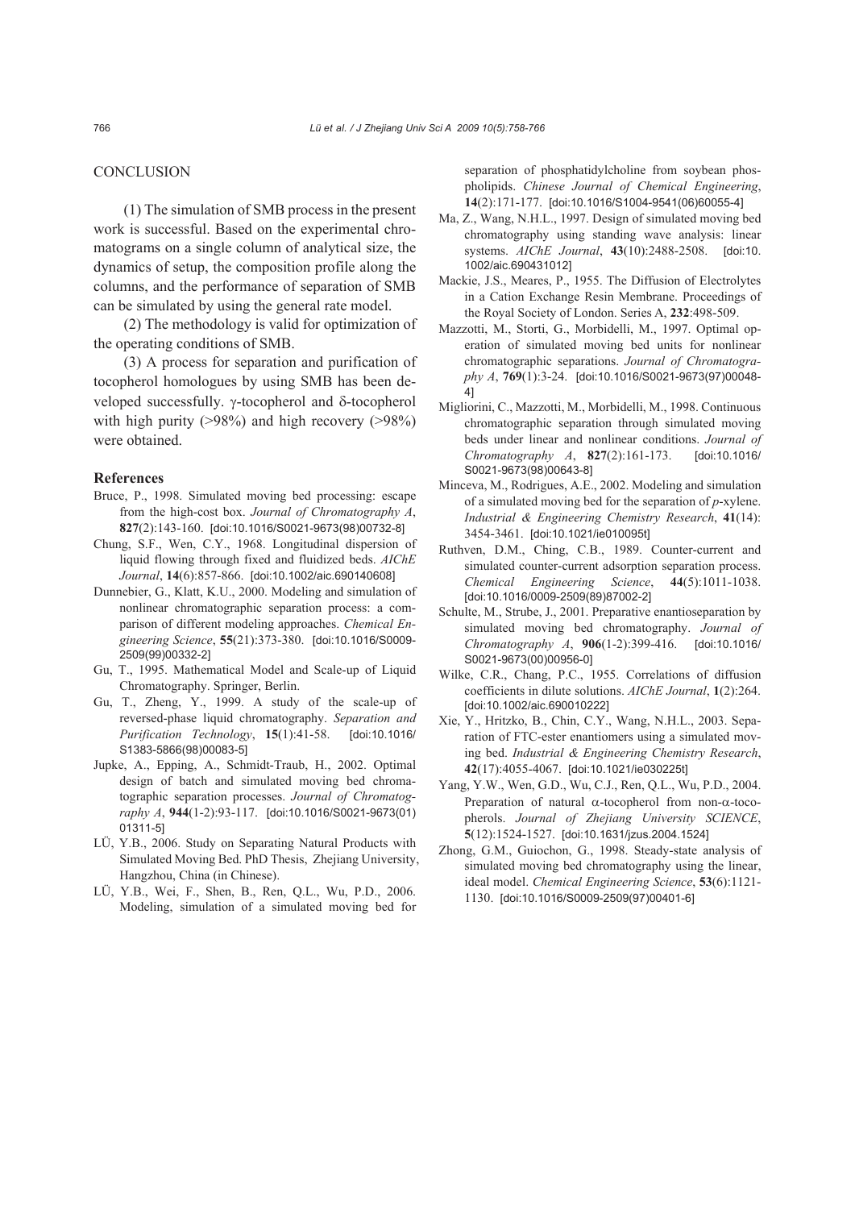## CONCLUSION

(1) The simulation of SMB process in the present work is successful. Based on the experimental chromatograms on a single column of analytical size, the dynamics of setup, the composition profile along the columns, and the performance of separation of SMB can be simulated by using the general rate model.

(2) The methodology is valid for optimization of the operating conditions of SMB.

(3) A process for separation and purification of tocopherol homologues by using SMB has been developed successfully. γ-tocopherol and δ-tocopherol with high purity (>98%) and high recovery (>98%) were obtained.

## References

Bruce, P., 1998. Simulated moving bed processing: escape from the high-cost box. *Journal of Chromatography A*, **827**(2):143-160. [doi:10.1016/S0021-9673(98)00732-8]

Chung, S.F., Wen, C.Y., 1968. Longitudinal dispersion of liquid flowing through fixed and fluidized beds. *AIChE Journal*, **14**(6):857-866. [doi:10.1002/aic.690140608]

Dunnebier, G., Klatt, K.U., 2000. Modeling and simulation of nonlinear chromatographic separation process: a comparison of different modeling approaches. *Chemical Engineering Science*, **55**(21):373-380. [doi:10.1016/S0009-2509(99)00332-2]

Gu, T., 1995. Mathematical Model and Scale-up of Liquid Chromatography. Springer, Berlin.

Gu, T., Zheng, Y., 1999. A study of the scale-up of reversed-phase liquid chromatography. *Separation and Purification Technology*, **15**(1):41-58. [doi:10.1016/S1383-5866(98)00083-5]

Jupke, A., Epping, A., Schmidt-Traub, H., 2002. Optimal design of batch and simulated moving bed chromatographic separation processes. *Journal of Chromatography A*, **944**(1-2):93-117. [doi:10.1016/S0021-9673(01)01311-5]

LÜ, Y.B., 2006. Study on Separating Natural Products with Simulated Moving Bed. PhD Thesis, Zhejiang University, Hangzhou, China (in Chinese).

LÜ, Y.B., Wei, F., Shen, B., Ren, Q.L., Wu, P.D., 2006. Modeling, simulation of a simulated moving bed for separation of phosphatidylcholine from soybean phospholipids. *Chinese Journal of Chemical Engineering*, **14**(2):171-177. [doi:10.1016/S1004-9541(06)60055-4]

Ma, Z., Wang, N.H.L., 1997. Design of simulated moving bed chromatography using standing wave analysis: linear systems. *AIChE Journal*, **43**(10):2488-2508. [doi:10.1002/aic.690431012]

Mackie, J.S., Meares, P., 1955. The Diffusion of Electrolytes in a Cation Exchange Resin Membrane. Proceedings of the Royal Society of London. Series A, **232**:498-509.

Mazzotti, M., Storti, G., Morbidelli, M., 1997. Optimal operation of simulated moving bed units for nonlinear chromatographic separations. *Journal of Chromatography A*, **769**(1):3-24. [doi:10.1016/S0021-9673(97)00048-4]

Migliorini, C., Mazzotti, M., Morbidelli, M., 1998. Continuous chromatographic separation through simulated moving beds under linear and nonlinear conditions. *Journal of Chromatography A*, **827**(2):161-173. [doi:10.1016/S0021-9673(98)00643-8]

Minceva, M., Rodrigues, A.E., 2002. Modeling and simulation of a simulated moving bed for the separation of *p*-xylene. *Industrial & Engineering Chemistry Research*, **41**(14):3454-3461. [doi:10.1021/ie010095t]

Ruthven, D.M., Ching, C.B., 1989. Counter-current and simulated counter-current adsorption separation process. *Chemical Engineering Science*, **44**(5):1011-1038. [doi:10.1016/0009-2509(89)87002-2]

Schulte, M., Strube, J., 2001. Preparative enantioseparation by simulated moving bed chromatography. *Journal of Chromatography A*, **906**(1-2):399-416. [doi:10.1016/S0021-9673(00)00956-0]

Wilke, C.R., Chang, P.C., 1955. Correlations of diffusion coefficients in dilute solutions. *AIChE Journal*, **1**(2):264. [doi:10.1002/aic.690010222]

Xie, Y., Hritzko, B., Chin, C.Y., Wang, N.H.L., 2003. Separation of FTC-ester enantiomers using a simulated moving bed. *Industrial & Engineering Chemistry Research*, **42**(17):4055-4067. [doi:10.1021/ie030225t]

Yang, Y.W., Wen, G.D., Wu, C.J., Ren, Q.L., Wu, P.D., 2004. Preparation of natural α-tocopherol from non-α-tocopherols. *Journal of Zhejiang University SCIENCE*, **5**(12):1524-1527. [doi:10.1631/jzus.2004.1524]

Zhong, G.M., Guiochon, G., 1998. Steady-state analysis of simulated moving bed chromatography using the linear, ideal model. *Chemical Engineering Science*, **53**(6):1121-1130. [doi:10.1016/S0009-2509(97)00401-6]